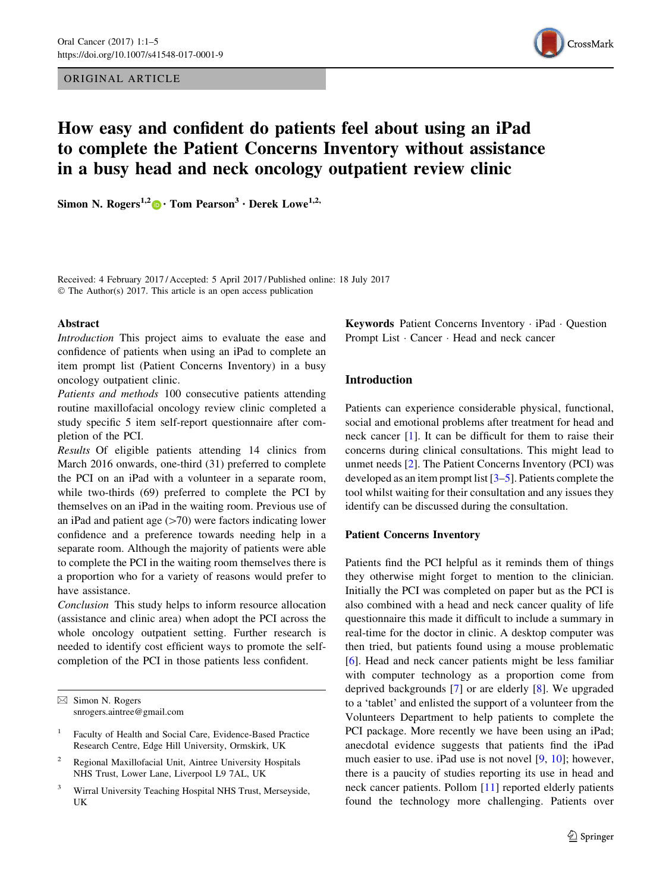ORIGINAL ARTICLE

# How easy and confident do patients feel about using an iPad to complete the Patient Concerns Inventory without assistance in a busy head and neck oncology outpatient review clinic

Simon N. Rogers[1,2] · Tom Pearson[3] · Derek Lowe[1,2,]

Received: 4 February 2017 / Accepted: 5 April 2017 / Published online: 18 July 2017
© The Author(s) 2017. This article is an open access publication

## Abstract

*Introduction* This project aims to evaluate the ease and confidence of patients when using an iPad to complete an item prompt list (Patient Concerns Inventory) in a busy oncology outpatient clinic.

*Patients and methods* 100 consecutive patients attending routine maxillofacial oncology review clinic completed a study specific 5 item self-report questionnaire after completion of the PCI.

*Results* Of eligible patients attending 14 clinics from March 2016 onwards, one-third (31) preferred to complete the PCI on an iPad with a volunteer in a separate room, while two-thirds (69) preferred to complete the PCI by themselves on an iPad in the waiting room. Previous use of an iPad and patient age (>70) were factors indicating lower confidence and a preference towards needing help in a separate room. Although the majority of patients were able to complete the PCI in the waiting room themselves there is a proportion who for a variety of reasons would prefer to have assistance.

*Conclusion* This study helps to inform resource allocation (assistance and clinic area) when adopt the PCI across the whole oncology outpatient setting. Further research is needed to identify cost efficient ways to promote the self-completion of the PCI in those patients less confident.

**Keywords** Patient Concerns Inventory · iPad · Question Prompt List · Cancer · Head and neck cancer

✉ Simon N. Rogers
snrogers.aintree@gmail.com

1 Faculty of Health and Social Care, Evidence-Based Practice Research Centre, Edge Hill University, Ormskirk, UK

2 Regional Maxillofacial Unit, Aintree University Hospitals NHS Trust, Lower Lane, Liverpool L9 7AL, UK

3 Wirral University Teaching Hospital NHS Trust, Merseyside, UK

## Introduction

Patients can experience considerable physical, functional, social and emotional problems after treatment for head and neck cancer [1]. It can be difficult for them to raise their concerns during clinical consultations. This might lead to unmet needs [2]. The Patient Concerns Inventory (PCI) was developed as an item prompt list [3–5]. Patients complete the tool whilst waiting for their consultation and any issues they identify can be discussed during the consultation.

### Patient Concerns Inventory

Patients find the PCI helpful as it reminds them of things they otherwise might forget to mention to the clinician. Initially the PCI was completed on paper but as the PCI is also combined with a head and neck cancer quality of life questionnaire this made it difficult to include a summary in real-time for the doctor in clinic. A desktop computer was then tried, but patients found using a mouse problematic [6]. Head and neck cancer patients might be less familiar with computer technology as a proportion come from deprived backgrounds [7] or are elderly [8]. We upgraded to a 'tablet' and enlisted the support of a volunteer from the Volunteers Department to help patients to complete the PCI package. More recently we have been using an iPad; anecdotal evidence suggests that patients find the iPad much easier to use. iPad use is not novel [9, 10]; however, there is a paucity of studies reporting its use in head and neck cancer patients. Pollom [11] reported elderly patients found the technology more challenging. Patients over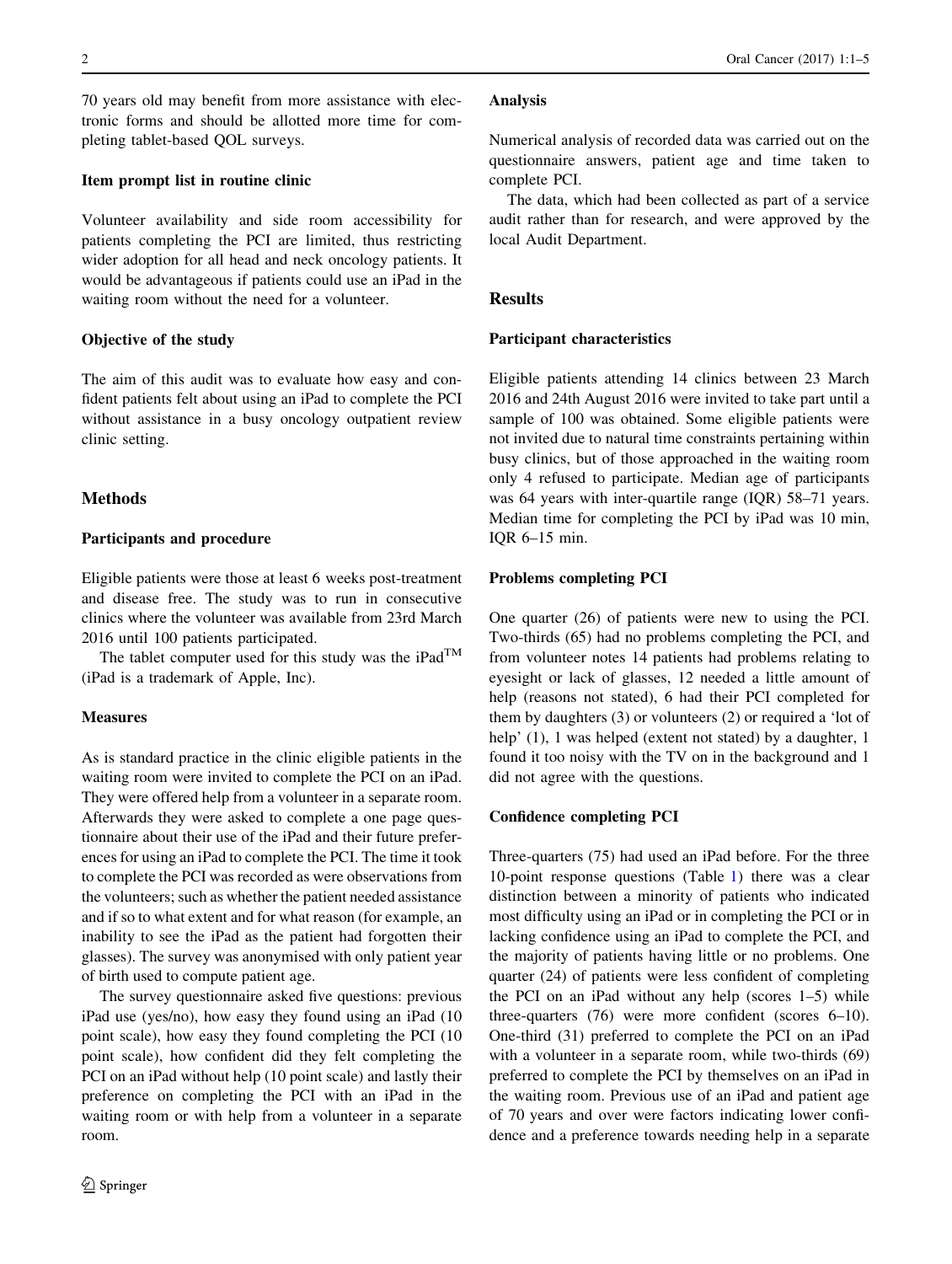70 years old may benefit from more assistance with electronic forms and should be allotted more time for completing tablet-based QOL surveys.

### Item prompt list in routine clinic

Volunteer availability and side room accessibility for patients completing the PCI are limited, thus restricting wider adoption for all head and neck oncology patients. It would be advantageous if patients could use an iPad in the waiting room without the need for a volunteer.

### Objective of the study

The aim of this audit was to evaluate how easy and confident patients felt about using an iPad to complete the PCI without assistance in a busy oncology outpatient review clinic setting.

## Methods

### Participants and procedure

Eligible patients were those at least 6 weeks post-treatment and disease free. The study was to run in consecutive clinics where the volunteer was available from 23rd March 2016 until 100 patients participated.

The tablet computer used for this study was the iPad™ (iPad is a trademark of Apple, Inc).

### Measures

As is standard practice in the clinic eligible patients in the waiting room were invited to complete the PCI on an iPad. They were offered help from a volunteer in a separate room. Afterwards they were asked to complete a one page questionnaire about their use of the iPad and their future preferences for using an iPad to complete the PCI. The time it took to complete the PCI was recorded as were observations from the volunteers; such as whether the patient needed assistance and if so to what extent and for what reason (for example, an inability to see the iPad as the patient had forgotten their glasses). The survey was anonymised with only patient year of birth used to compute patient age.

The survey questionnaire asked five questions: previous iPad use (yes/no), how easy they found using an iPad (10 point scale), how easy they found completing the PCI (10 point scale), how confident did they felt completing the PCI on an iPad without help (10 point scale) and lastly their preference on completing the PCI with an iPad in the waiting room or with help from a volunteer in a separate room.

### Analysis

Numerical analysis of recorded data was carried out on the questionnaire answers, patient age and time taken to complete PCI.

The data, which had been collected as part of a service audit rather than for research, and were approved by the local Audit Department.

## Results

### Participant characteristics

Eligible patients attending 14 clinics between 23 March 2016 and 24th August 2016 were invited to take part until a sample of 100 was obtained. Some eligible patients were not invited due to natural time constraints pertaining within busy clinics, but of those approached in the waiting room only 4 refused to participate. Median age of participants was 64 years with inter-quartile range (IQR) 58–71 years. Median time for completing the PCI by iPad was 10 min, IQR 6–15 min.

### Problems completing PCI

One quarter (26) of patients were new to using the PCI. Two-thirds (65) had no problems completing the PCI, and from volunteer notes 14 patients had problems relating to eyesight or lack of glasses, 12 needed a little amount of help (reasons not stated), 6 had their PCI completed for them by daughters (3) or volunteers (2) or required a 'lot of help' (1), 1 was helped (extent not stated) by a daughter, 1 found it too noisy with the TV on in the background and 1 did not agree with the questions.

### Confidence completing PCI

Three-quarters (75) had used an iPad before. For the three 10-point response questions (Table 1) there was a clear distinction between a minority of patients who indicated most difficulty using an iPad or in completing the PCI or in lacking confidence using an iPad to complete the PCI, and the majority of patients having little or no problems. One quarter (24) of patients were less confident of completing the PCI on an iPad without any help (scores 1–5) while three-quarters (76) were more confident (scores 6–10). One-third (31) preferred to complete the PCI on an iPad with a volunteer in a separate room, while two-thirds (69) preferred to complete the PCI by themselves on an iPad in the waiting room. Previous use of an iPad and patient age of 70 years and over were factors indicating lower confidence and a preference towards needing help in a separate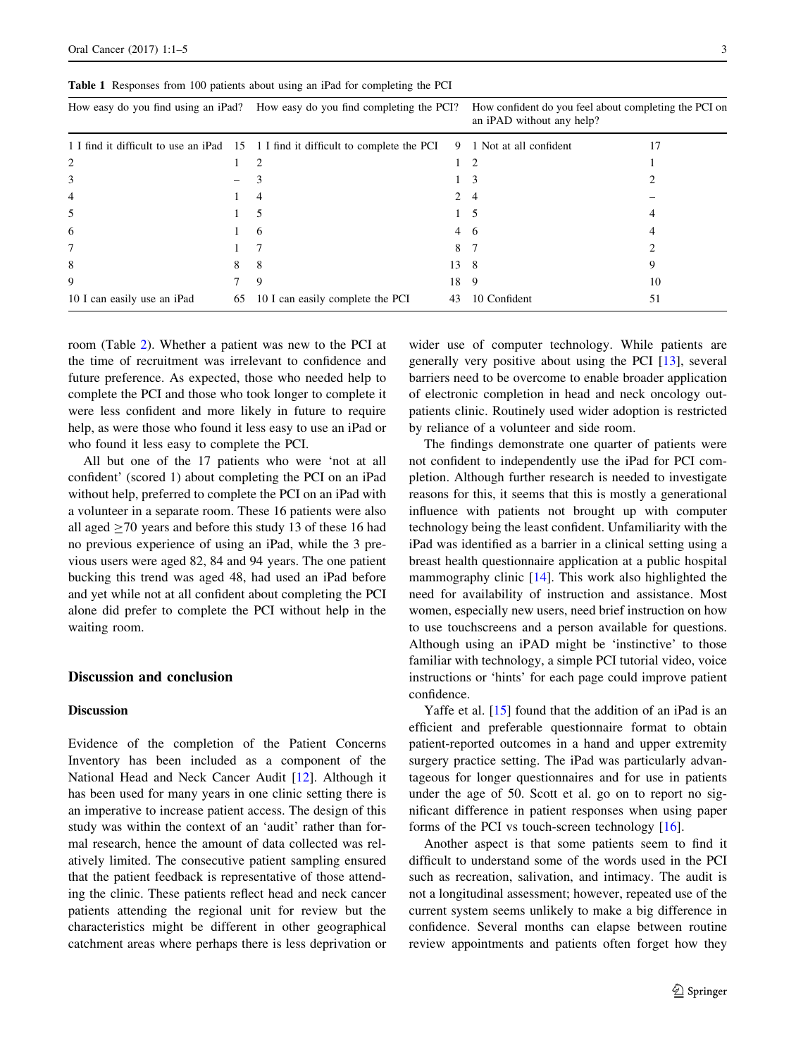**Table 1** Responses from 100 patients about using an iPad for completing the PCI

| How easy do you find using an iPad? | | How easy do you find completing the PCI? | | How confident do you feel about completing the PCI on an iPAD without any help? | |
|---|---|---|---|---|---|
| 1 I find it difficult to use an iPad | 15 | 1 I find it difficult to complete the PCI | 9 | 1 Not at all confident | 17 |
| 2 | 1 | 2 | 1 | 2 | 1 |
| 3 | – | 3 | 1 | 3 | 2 |
| 4 | 1 | 4 | 2 | 4 | – |
| 5 | 1 | 5 | 1 | 5 | 4 |
| 6 | 1 | 6 | 4 | 6 | 4 |
| 7 | 1 | 7 | 8 | 7 | 2 |
| 8 | 8 | 8 | 13 | 8 | 9 |
| 9 | 7 | 9 | 18 | 9 | 10 |
| 10 I can easily use an iPad | 65 | 10 I can easily complete the PCI | 43 | 10 Confident | 51 |

room (Table 2). Whether a patient was new to the PCI at the time of recruitment was irrelevant to confidence and future preference. As expected, those who needed help to complete the PCI and those who took longer to complete it were less confident and more likely in future to require help, as were those who found it less easy to use an iPad or who found it less easy to complete the PCI.

All but one of the 17 patients who were 'not at all confident' (scored 1) about completing the PCI on an iPad without help, preferred to complete the PCI on an iPad with a volunteer in a separate room. These 16 patients were also all aged ≥70 years and before this study 13 of these 16 had no previous experience of using an iPad, while the 3 previous users were aged 82, 84 and 94 years. The one patient bucking this trend was aged 48, had used an iPad before and yet while not at all confident about completing the PCI alone did prefer to complete the PCI without help in the waiting room.

## Discussion and conclusion

### Discussion

Evidence of the completion of the Patient Concerns Inventory has been included as a component of the National Head and Neck Cancer Audit [12]. Although it has been used for many years in one clinic setting there is an imperative to increase patient access. The design of this study was within the context of an 'audit' rather than formal research, hence the amount of data collected was relatively limited. The consecutive patient sampling ensured that the patient feedback is representative of those attending the clinic. These patients reflect head and neck cancer patients attending the regional unit for review but the characteristics might be different in other geographical catchment areas where perhaps there is less deprivation or wider use of computer technology. While patients are generally very positive about using the PCI [13], several barriers need to be overcome to enable broader application of electronic completion in head and neck oncology outpatients clinic. Routinely used wider adoption is restricted by reliance of a volunteer and side room.

The findings demonstrate one quarter of patients were not confident to independently use the iPad for PCI completion. Although further research is needed to investigate reasons for this, it seems that this is mostly a generational influence with patients not brought up with computer technology being the least confident. Unfamiliarity with the iPad was identified as a barrier in a clinical setting using a breast health questionnaire application at a public hospital mammography clinic [14]. This work also highlighted the need for availability of instruction and assistance. Most women, especially new users, need brief instruction on how to use touchscreens and a person available for questions. Although using an iPAD might be 'instinctive' to those familiar with technology, a simple PCI tutorial video, voice instructions or 'hints' for each page could improve patient confidence.

Yaffe et al. [15] found that the addition of an iPad is an efficient and preferable questionnaire format to obtain patient-reported outcomes in a hand and upper extremity surgery practice setting. The iPad was particularly advantageous for longer questionnaires and for use in patients under the age of 50. Scott et al. go on to report no significant difference in patient responses when using paper forms of the PCI vs touch-screen technology [16].

Another aspect is that some patients seem to find it difficult to understand some of the words used in the PCI such as recreation, salivation, and intimacy. The audit is not a longitudinal assessment; however, repeated use of the current system seems unlikely to make a big difference in confidence. Several months can elapse between routine review appointments and patients often forget how they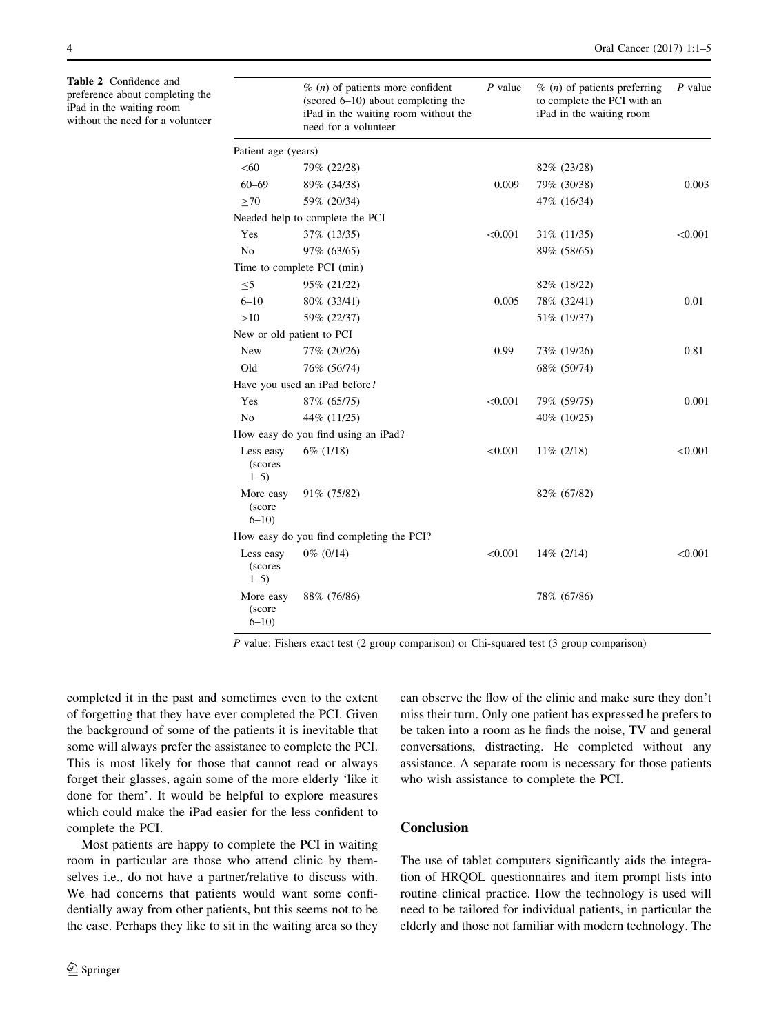**Table 2** Confidence and preference about completing the iPad in the waiting room without the need for a volunteer

| | % (n) of patients more confident (scored 6–10) about completing the iPad in the waiting room without the need for a volunteer | P value | % (n) of patients preferring to complete the PCI with an iPad in the waiting room | P value |
|---|---|---|---|---|
| Patient age (years) | | | | |
| <60 | 79% (22/28) | | 82% (23/28) | |
| 60–69 | 89% (34/38) | 0.009 | 79% (30/38) | 0.003 |
| ≥70 | 59% (20/34) | | 47% (16/34) | |
| Needed help to complete the PCI | | | | |
| Yes | 37% (13/35) | <0.001 | 31% (11/35) | <0.001 |
| No | 97% (63/65) | | 89% (58/65) | |
| Time to complete PCI (min) | | | | |
| ≤5 | 95% (21/22) | | 82% (18/22) | |
| 6–10 | 80% (33/41) | 0.005 | 78% (32/41) | 0.01 |
| >10 | 59% (22/37) | | 51% (19/37) | |
| New or old patient to PCI | | | | |
| New | 77% (20/26) | 0.99 | 73% (19/26) | 0.81 |
| Old | 76% (56/74) | | 68% (50/74) | |
| Have you used an iPad before? | | | | |
| Yes | 87% (65/75) | <0.001 | 79% (59/75) | 0.001 |
| No | 44% (11/25) | | 40% (10/25) | |
| How easy do you find using an iPad? | | | | |
| Less easy (scores 1–5) | 6% (1/18) | <0.001 | 11% (2/18) | <0.001 |
| More easy (score 6–10) | 91% (75/82) | | 82% (67/82) | |
| How easy do you find completing the PCI? | | | | |
| Less easy (scores 1–5) | 0% (0/14) | <0.001 | 14% (2/14) | <0.001 |
| More easy (score 6–10) | 88% (76/86) | | 78% (67/86) | |

*P* value: Fishers exact test (2 group comparison) or Chi-squared test (3 group comparison)

completed it in the past and sometimes even to the extent of forgetting that they have ever completed the PCI. Given the background of some of the patients it is inevitable that some will always prefer the assistance to complete the PCI. This is most likely for those that cannot read or always forget their glasses, again some of the more elderly 'like it done for them'. It would be helpful to explore measures which could make the iPad easier for the less confident to complete the PCI.

Most patients are happy to complete the PCI in waiting room in particular are those who attend clinic by themselves i.e., do not have a partner/relative to discuss with. We had concerns that patients would want some confidentially away from other patients, but this seems not to be the case. Perhaps they like to sit in the waiting area so they can observe the flow of the clinic and make sure they don't miss their turn. Only one patient has expressed he prefers to be taken into a room as he finds the noise, TV and general conversations, distracting. He completed without any assistance. A separate room is necessary for those patients who wish assistance to complete the PCI.

## Conclusion

The use of tablet computers significantly aids the integration of HRQOL questionnaires and item prompt lists into routine clinical practice. How the technology is used will need to be tailored for individual patients, in particular the elderly and those not familiar with modern technology. The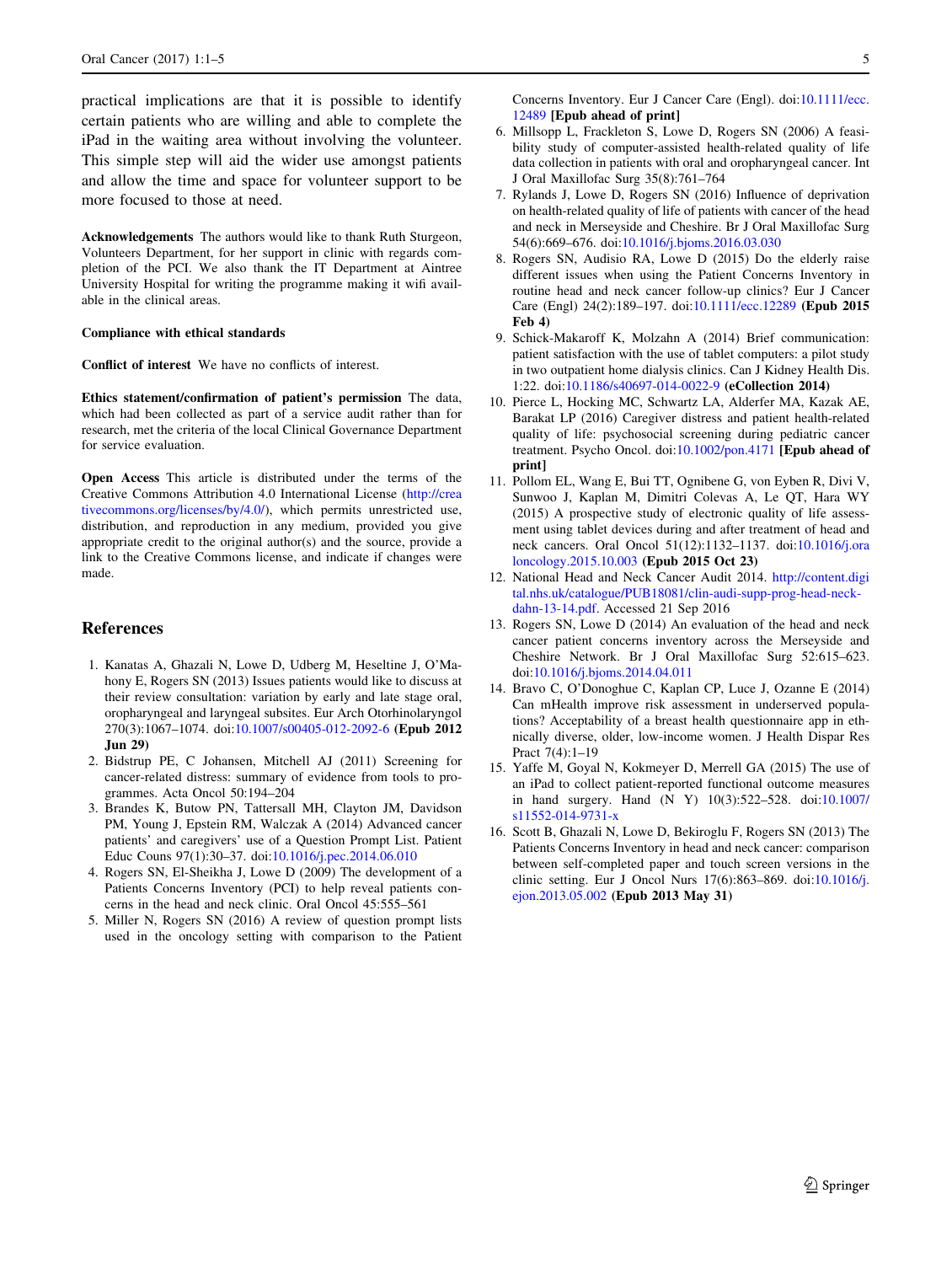practical implications are that it is possible to identify certain patients who are willing and able to complete the iPad in the waiting area without involving the volunteer. This simple step will aid the wider use amongst patients and allow the time and space for volunteer support to be more focused to those at need.

**Acknowledgements** The authors would like to thank Ruth Sturgeon, Volunteers Department, for her support in clinic with regards completion of the PCI. We also thank the IT Department at Aintree University Hospital for writing the programme making it wifi available in the clinical areas.

**Compliance with ethical standards**

**Conflict of interest** We have no conflicts of interest.

**Ethics statement/confirmation of patient's permission** The data, which had been collected as part of a service audit rather than for research, met the criteria of the local Clinical Governance Department for service evaluation.

**Open Access** This article is distributed under the terms of the Creative Commons Attribution 4.0 International License (http://creativecommons.org/licenses/by/4.0/), which permits unrestricted use, distribution, and reproduction in any medium, provided you give appropriate credit to the original author(s) and the source, provide a link to the Creative Commons license, and indicate if changes were made.

## References

1. Kanatas A, Ghazali N, Lowe D, Udberg M, Heseltine J, O'Mahony E, Rogers SN (2013) Issues patients would like to discuss at their review consultation: variation by early and late stage oral, oropharyngeal and laryngeal subsites. Eur Arch Otorhinolaryngol 270(3):1067–1074. doi:10.1007/s00405-012-2092-6 **(Epub 2012 Jun 29)**
2. Bidstrup PE, C Johansen, Mitchell AJ (2011) Screening for cancer-related distress: summary of evidence from tools to programmes. Acta Oncol 50:194–204
3. Brandes K, Butow PN, Tattersall MH, Clayton JM, Davidson PM, Young J, Epstein RM, Walczak A (2014) Advanced cancer patients' and caregivers' use of a Question Prompt List. Patient Educ Couns 97(1):30–37. doi:10.1016/j.pec.2014.06.010
4. Rogers SN, El-Sheikha J, Lowe D (2009) The development of a Patients Concerns Inventory (PCI) to help reveal patients concerns in the head and neck clinic. Oral Oncol 45:555–561
5. Miller N, Rogers SN (2016) A review of question prompt lists used in the oncology setting with comparison to the Patient Concerns Inventory. Eur J Cancer Care (Engl). doi:10.1111/ecc.12489 **[Epub ahead of print]**
6. Millsopp L, Frackleton S, Lowe D, Rogers SN (2006) A feasibility study of computer-assisted health-related quality of life data collection in patients with oral and oropharyngeal cancer. Int J Oral Maxillofac Surg 35(8):761–764
7. Rylands J, Lowe D, Rogers SN (2016) Influence of deprivation on health-related quality of life of patients with cancer of the head and neck in Merseyside and Cheshire. Br J Oral Maxillofac Surg 54(6):669–676. doi:10.1016/j.bjoms.2016.03.030
8. Rogers SN, Audisio RA, Lowe D (2015) Do the elderly raise different issues when using the Patient Concerns Inventory in routine head and neck cancer follow-up clinics? Eur J Cancer Care (Engl) 24(2):189–197. doi:10.1111/ecc.12289 **(Epub 2015 Feb 4)**
9. Schick-Makaroff K, Molzahn A (2014) Brief communication: patient satisfaction with the use of tablet computers: a pilot study in two outpatient home dialysis clinics. Can J Kidney Health Dis. 1:22. doi:10.1186/s40697-014-0022-9 **(eCollection 2014)**
10. Pierce L, Hocking MC, Schwartz LA, Alderfer MA, Kazak AE, Barakat LP (2016) Caregiver distress and patient health-related quality of life: psychosocial screening during pediatric cancer treatment. Psycho Oncol. doi:10.1002/pon.4171 **[Epub ahead of print]**
11. Pollom EL, Wang E, Bui TT, Ognibene G, von Eyben R, Divi V, Sunwoo J, Kaplan M, Dimitri Colevas A, Le QT, Hara WY (2015) A prospective study of electronic quality of life assessment using tablet devices during and after treatment of head and neck cancers. Oral Oncol 51(12):1132–1137. doi:10.1016/j.oraloncology.2015.10.003 **(Epub 2015 Oct 23)**
12. National Head and Neck Cancer Audit 2014. http://content.digital.nhs.uk/catalogue/PUB18081/clin-audi-supp-prog-head-neck-dahn-13-14.pdf. Accessed 21 Sep 2016
13. Rogers SN, Lowe D (2014) An evaluation of the head and neck cancer patient concerns inventory across the Merseyside and Cheshire Network. Br J Oral Maxillofac Surg 52:615–623. doi:10.1016/j.bjoms.2014.04.011
14. Bravo C, O'Donoghue C, Kaplan CP, Luce J, Ozanne E (2014) Can mHealth improve risk assessment in underserved populations? Acceptability of a breast health questionnaire app in ethnically diverse, older, low-income women. J Health Dispar Res Pract 7(4):1–19
15. Yaffe M, Goyal N, Kokmeyer D, Merrell GA (2015) The use of an iPad to collect patient-reported functional outcome measures in hand surgery. Hand (N Y) 10(3):522–528. doi:10.1007/s11552-014-9731-x
16. Scott B, Ghazali N, Lowe D, Bekiroglu F, Rogers SN (2013) The Patients Concerns Inventory in head and neck cancer: comparison between self-completed paper and touch screen versions in the clinic setting. Eur J Oncol Nurs 17(6):863–869. doi:10.1016/j.ejon.2013.05.002 **(Epub 2013 May 31)**